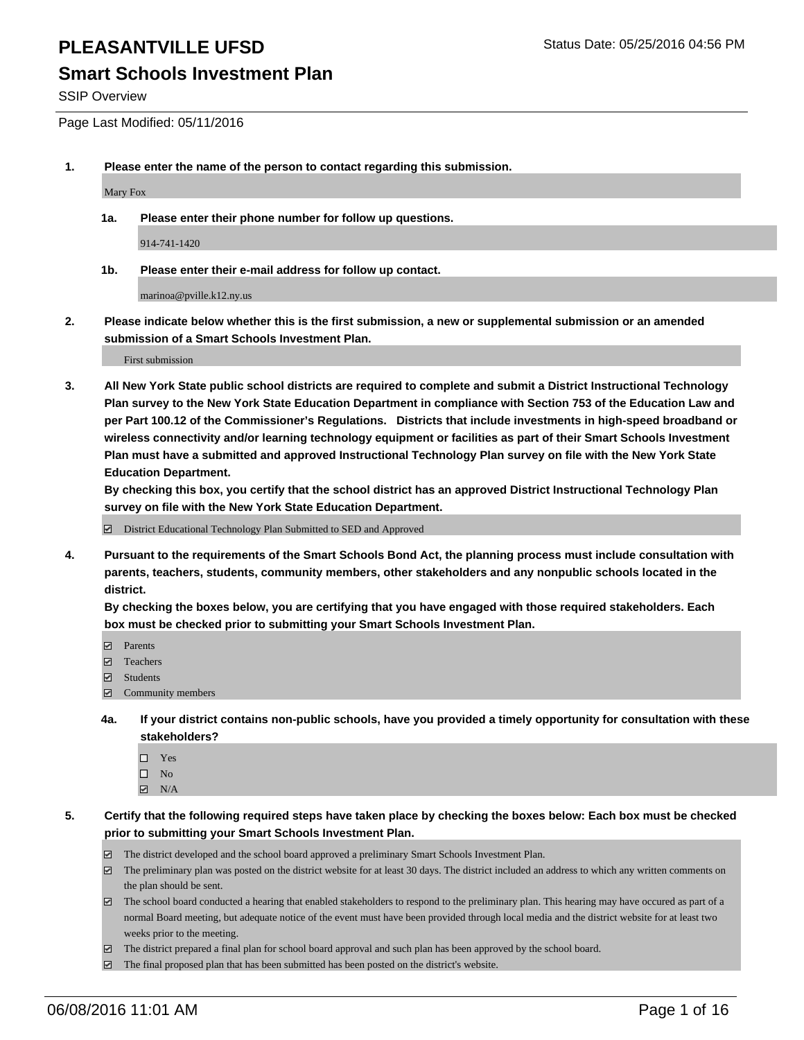# PLEASANTVILLE UFSD

Status Date: 05/25/2016 04:56 PM

## Smart Schools Investment Plan

SSIP Overview

Page Last Modified: 05/11/2016

**1. Please enter the name of the person to contact regarding this submission.**

Mary Fox

**1a. Please enter their phone number for follow up questions.**

914-741-1420

**1b. Please enter their e-mail address for follow up contact.**

marinoa@pville.k12.ny.us

**2. Please indicate below whether this is the first submission, a new or supplemental submission or an amended submission of a Smart Schools Investment Plan.**

First submission

**3. All New York State public school districts are required to complete and submit a District Instructional Technology Plan survey to the New York State Education Department in compliance with Section 753 of the Education Law and per Part 100.12 of the Commissioner's Regulations. Districts that include investments in high-speed broadband or wireless connectivity and/or learning technology equipment or facilities as part of their Smart Schools Investment Plan must have a submitted and approved Instructional Technology Plan survey on file with the New York State Education Department.**

**By checking this box, you certify that the school district has an approved District Instructional Technology Plan survey on file with the New York State Education Department.**

☑ District Educational Technology Plan Submitted to SED and Approved

**4. Pursuant to the requirements of the Smart Schools Bond Act, the planning process must include consultation with parents, teachers, students, community members, other stakeholders and any nonpublic schools located in the district.**

**By checking the boxes below, you are certifying that you have engaged with those required stakeholders. Each box must be checked prior to submitting your Smart Schools Investment Plan.**

☑ Parents
☑ Teachers
☑ Students
☑ Community members

**4a. If your district contains non-public schools, have you provided a timely opportunity for consultation with these stakeholders?**

☐ Yes
☐ No
☑ N/A

**5. Certify that the following required steps have taken place by checking the boxes below: Each box must be checked prior to submitting your Smart Schools Investment Plan.**

☑ The district developed and the school board approved a preliminary Smart Schools Investment Plan.
☑ The preliminary plan was posted on the district website for at least 30 days. The district included an address to which any written comments on the plan should be sent.
☑ The school board conducted a hearing that enabled stakeholders to respond to the preliminary plan. This hearing may have occured as part of a normal Board meeting, but adequate notice of the event must have been provided through local media and the district website for at least two weeks prior to the meeting.
☑ The district prepared a final plan for school board approval and such plan has been approved by the school board.
☑ The final proposed plan that has been submitted has been posted on the district's website.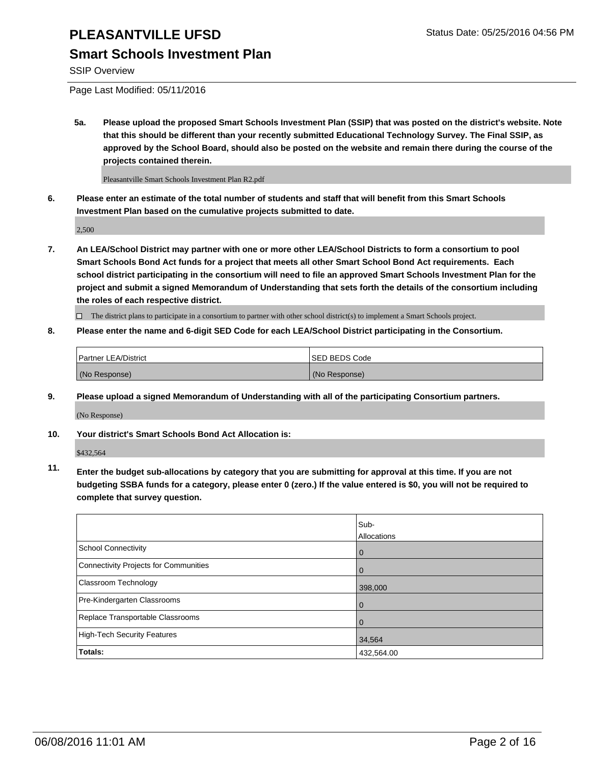# PLEASANTVILLE UFSD

Status Date: 05/25/2016 04:56 PM

## Smart Schools Investment Plan

SSIP Overview

Page Last Modified: 05/11/2016

**5a. Please upload the proposed Smart Schools Investment Plan (SSIP) that was posted on the district's website. Note that this should be different than your recently submitted Educational Technology Survey. The Final SSIP, as approved by the School Board, should also be posted on the website and remain there during the course of the projects contained therein.**

Pleasantville Smart Schools Investment Plan R2.pdf

**6. Please enter an estimate of the total number of students and staff that will benefit from this Smart Schools Investment Plan based on the cumulative projects submitted to date.**

2,500

**7. An LEA/School District may partner with one or more other LEA/School Districts to form a consortium to pool Smart Schools Bond Act funds for a project that meets all other Smart School Bond Act requirements. Each school district participating in the consortium will need to file an approved Smart Schools Investment Plan for the project and submit a signed Memorandum of Understanding that sets forth the details of the consortium including the roles of each respective district.**

☐ The district plans to participate in a consortium to partner with other school district(s) to implement a Smart Schools project.

**8. Please enter the name and 6-digit SED Code for each LEA/School District participating in the Consortium.**

| Partner LEA/District | SED BEDS Code |
|---|---|
| (No Response) | (No Response) |

**9. Please upload a signed Memorandum of Understanding with all of the participating Consortium partners.**

(No Response)

**10. Your district's Smart Schools Bond Act Allocation is:**

$432,564

**11. Enter the budget sub-allocations by category that you are submitting for approval at this time. If you are not budgeting SSBA funds for a category, please enter 0 (zero.) If the value entered is $0, you will not be required to complete that survey question.**

| | Sub-Allocations |
|---|---|
| School Connectivity | 0 |
| Connectivity Projects for Communities | 0 |
| Classroom Technology | 398,000 |
| Pre-Kindergarten Classrooms | 0 |
| Replace Transportable Classrooms | 0 |
| High-Tech Security Features | 34,564 |
| **Totals:** | 432,564.00 |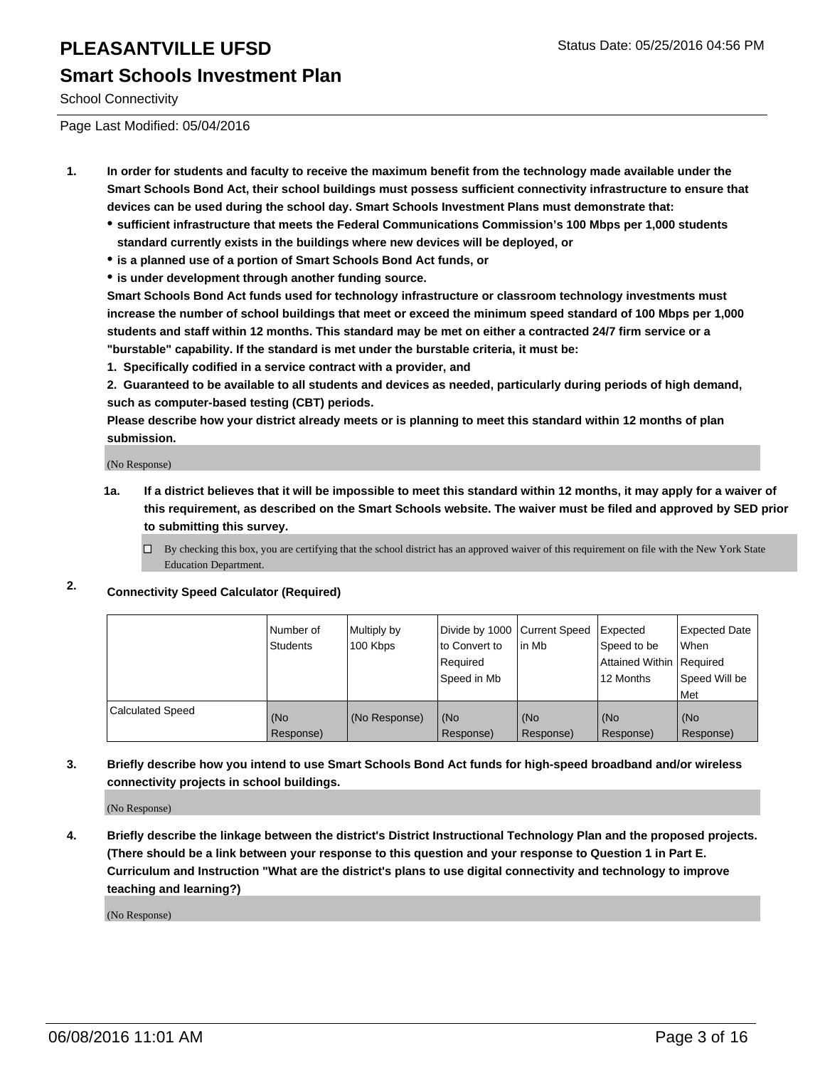# PLEASANTVILLE UFSD

Status Date: 05/25/2016 04:56 PM

## Smart Schools Investment Plan

School Connectivity

Page Last Modified: 05/04/2016

1. **In order for students and faculty to receive the maximum benefit from the technology made available under the Smart Schools Bond Act, their school buildings must possess sufficient connectivity infrastructure to ensure that devices can be used during the school day. Smart Schools Investment Plans must demonstrate that:**
   - **sufficient infrastructure that meets the Federal Communications Commission's 100 Mbps per 1,000 students standard currently exists in the buildings where new devices will be deployed, or**
   - **is a planned use of a portion of Smart Schools Bond Act funds, or**
   - **is under development through another funding source.**

   **Smart Schools Bond Act funds used for technology infrastructure or classroom technology investments must increase the number of school buildings that meet or exceed the minimum speed standard of 100 Mbps per 1,000 students and staff within 12 months. This standard may be met on either a contracted 24/7 firm service or a "burstable" capability. If the standard is met under the burstable criteria, it must be:**

   **1. Specifically codified in a service contract with a provider, and**

   **2. Guaranteed to be available to all students and devices as needed, particularly during periods of high demand, such as computer-based testing (CBT) periods.**

   **Please describe how your district already meets or is planning to meet this standard within 12 months of plan submission.**

   (No Response)

   **1a. If a district believes that it will be impossible to meet this standard within 12 months, it may apply for a waiver of this requirement, as described on the Smart Schools website. The waiver must be filed and approved by SED prior to submitting this survey.**

   ☐ By checking this box, you are certifying that the school district has an approved waiver of this requirement on file with the New York State Education Department.

2. **Connectivity Speed Calculator (Required)**

| | Number of Students | Multiply by 100 Kbps | Divide by 1000 to Convert to Required Speed in Mb | Current Speed in Mb | Expected Speed to be Attained Within 12 Months | Expected Date When Required Speed Will be Met |
|---|---|---|---|---|---|---|
| Calculated Speed | (No Response) | (No Response) | (No Response) | (No Response) | (No Response) | (No Response) |

3. **Briefly describe how you intend to use Smart Schools Bond Act funds for high-speed broadband and/or wireless connectivity projects in school buildings.**

   (No Response)

4. **Briefly describe the linkage between the district's District Instructional Technology Plan and the proposed projects. (There should be a link between your response to this question and your response to Question 1 in Part E. Curriculum and Instruction "What are the district's plans to use digital connectivity and technology to improve teaching and learning?)**

   (No Response)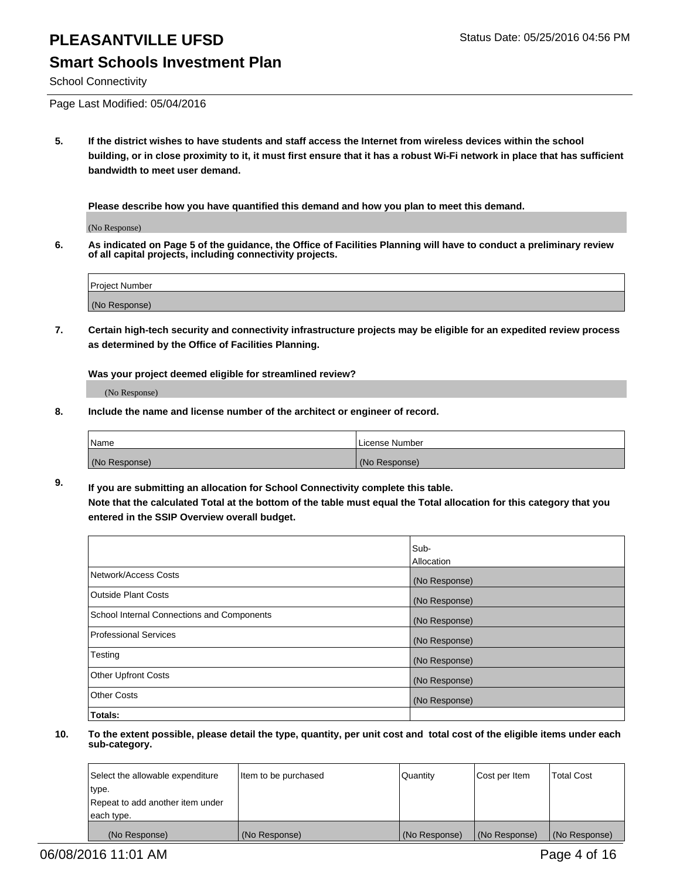# PLEASANTVILLE UFSD

Status Date: 05/25/2016 04:56 PM

## Smart Schools Investment Plan

School Connectivity

Page Last Modified: 05/04/2016

**5. If the district wishes to have students and staff access the Internet from wireless devices within the school building, or in close proximity to it, it must first ensure that it has a robust Wi-Fi network in place that has sufficient bandwidth to meet user demand.**

**Please describe how you have quantified this demand and how you plan to meet this demand.**

(No Response)

**6. As indicated on Page 5 of the guidance, the Office of Facilities Planning will have to conduct a preliminary review of all capital projects, including connectivity projects.**

| Project Number |
| --- |
| (No Response) |

**7. Certain high-tech security and connectivity infrastructure projects may be eligible for an expedited review process as determined by the Office of Facilities Planning.**

**Was your project deemed eligible for streamlined review?**

(No Response)

**8. Include the name and license number of the architect or engineer of record.**

| Name | License Number |
| --- | --- |
| (No Response) | (No Response) |

**9. If you are submitting an allocation for School Connectivity complete this table.**
**Note that the calculated Total at the bottom of the table must equal the Total allocation for this category that you entered in the SSIP Overview overall budget.**

| | Sub-Allocation |
| --- | --- |
| Network/Access Costs | (No Response) |
| Outside Plant Costs | (No Response) |
| School Internal Connections and Components | (No Response) |
| Professional Services | (No Response) |
| Testing | (No Response) |
| Other Upfront Costs | (No Response) |
| Other Costs | (No Response) |
| **Totals:** | |

**10. To the extent possible, please detail the type, quantity, per unit cost and total cost of the eligible items under each sub-category.**

| Select the allowable expenditure type. Repeat to add another item under each type. | Item to be purchased | Quantity | Cost per Item | Total Cost |
| --- | --- | --- | --- | --- |
| (No Response) | (No Response) | (No Response) | (No Response) | (No Response) |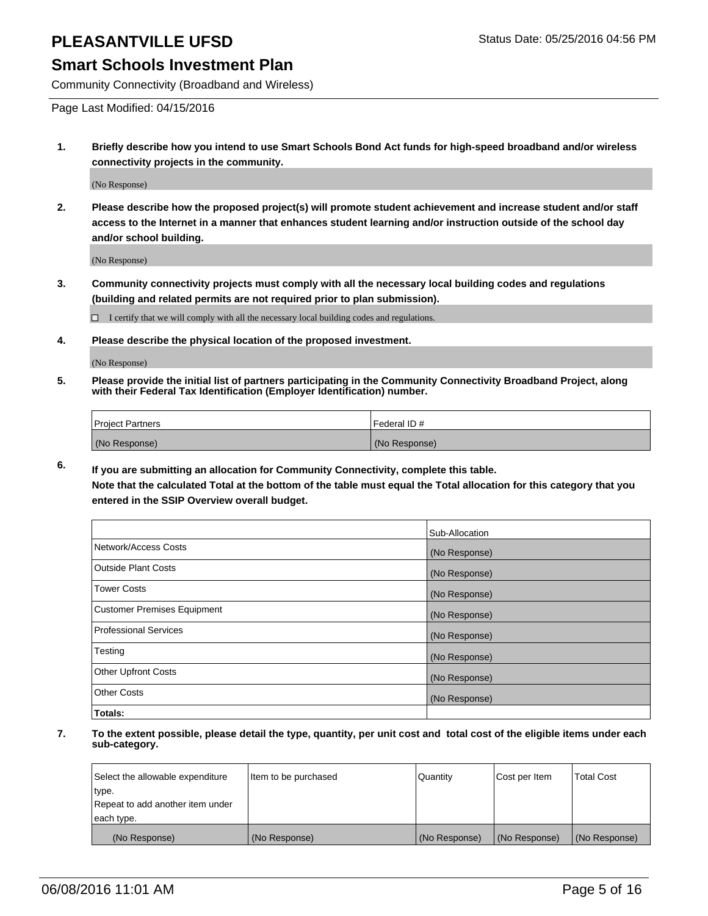# PLEASANTVILLE UFSD

Status Date: 05/25/2016 04:56 PM

## Smart Schools Investment Plan

Community Connectivity (Broadband and Wireless)

Page Last Modified: 04/15/2016

1. **Briefly describe how you intend to use Smart Schools Bond Act funds for high-speed broadband and/or wireless connectivity projects in the community.**

   (No Response)

2. **Please describe how the proposed project(s) will promote student achievement and increase student and/or staff access to the Internet in a manner that enhances student learning and/or instruction outside of the school day and/or school building.**

   (No Response)

3. **Community connectivity projects must comply with all the necessary local building codes and regulations (building and related permits are not required prior to plan submission).**

   ☐ I certify that we will comply with all the necessary local building codes and regulations.

4. **Please describe the physical location of the proposed investment.**

   (No Response)

5. **Please provide the initial list of partners participating in the Community Connectivity Broadband Project, along with their Federal Tax Identification (Employer Identification) number.**

| Project Partners | Federal ID # |
|---|---|
| (No Response) | (No Response) |

6. **If you are submitting an allocation for Community Connectivity, complete this table.**
   **Note that the calculated Total at the bottom of the table must equal the Total allocation for this category that you entered in the SSIP Overview overall budget.**

| | Sub-Allocation |
|---|---|
| Network/Access Costs | (No Response) |
| Outside Plant Costs | (No Response) |
| Tower Costs | (No Response) |
| Customer Premises Equipment | (No Response) |
| Professional Services | (No Response) |
| Testing | (No Response) |
| Other Upfront Costs | (No Response) |
| Other Costs | (No Response) |
| **Totals:** | |

7. **To the extent possible, please detail the type, quantity, per unit cost and total cost of the eligible items under each sub-category.**

| Select the allowable expenditure type. Repeat to add another item under each type. | Item to be purchased | Quantity | Cost per Item | Total Cost |
|---|---|---|---|---|
| (No Response) | (No Response) | (No Response) | (No Response) | (No Response) |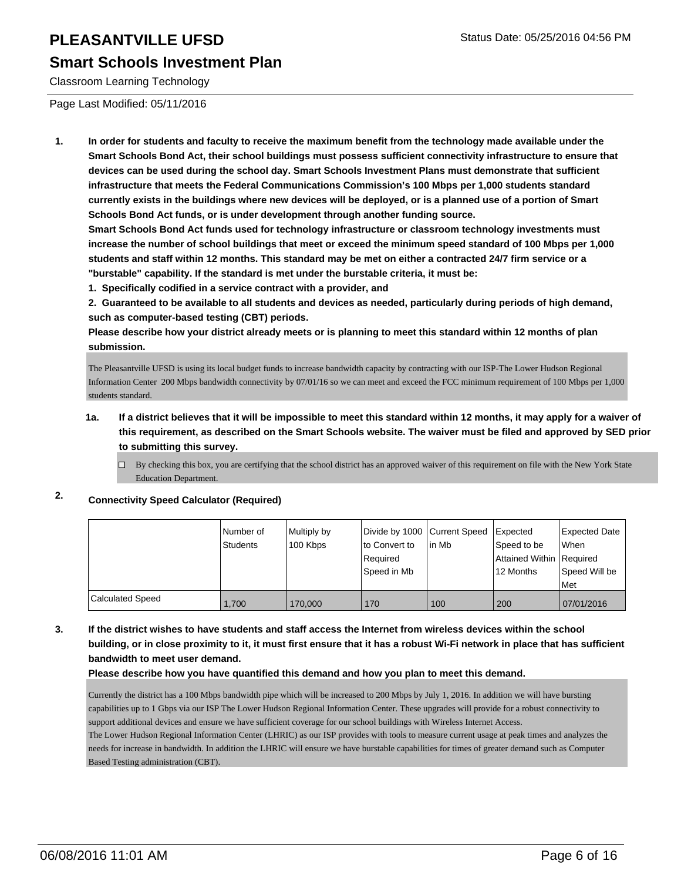# PLEASANTVILLE UFSD

Status Date: 05/25/2016 04:56 PM

## Smart Schools Investment Plan

Classroom Learning Technology

Page Last Modified: 05/11/2016

1. **In order for students and faculty to receive the maximum benefit from the technology made available under the Smart Schools Bond Act, their school buildings must possess sufficient connectivity infrastructure to ensure that devices can be used during the school day. Smart Schools Investment Plans must demonstrate that sufficient infrastructure that meets the Federal Communications Commission's 100 Mbps per 1,000 students standard currently exists in the buildings where new devices will be deployed, or is a planned use of a portion of Smart Schools Bond Act funds, or is under development through another funding source.**
   **Smart Schools Bond Act funds used for technology infrastructure or classroom technology investments must increase the number of school buildings that meet or exceed the minimum speed standard of 100 Mbps per 1,000 students and staff within 12 months. This standard may be met on either a contracted 24/7 firm service or a "burstable" capability. If the standard is met under the burstable criteria, it must be:**
   **1. Specifically codified in a service contract with a provider, and**
   **2. Guaranteed to be available to all students and devices as needed, particularly during periods of high demand, such as computer-based testing (CBT) periods.**
   **Please describe how your district already meets or is planning to meet this standard within 12 months of plan submission.**

   The Pleasantville UFSD is using its local budget funds to increase bandwidth capacity by contracting with our ISP-The Lower Hudson Regional Information Center 200 Mbps bandwidth connectivity by 07/01/16 so we can meet and exceed the FCC minimum requirement of 100 Mbps per 1,000 students standard.

   **1a. If a district believes that it will be impossible to meet this standard within 12 months, it may apply for a waiver of this requirement, as described on the Smart Schools website. The waiver must be filed and approved by SED prior to submitting this survey.**

   ☐ By checking this box, you are certifying that the school district has an approved waiver of this requirement on file with the New York State Education Department.

2. **Connectivity Speed Calculator (Required)**

| | Number of Students | Multiply by 100 Kbps | Divide by 1000 to Convert to Required Speed in Mb | Current Speed in Mb | Expected Speed to be Attained Within 12 Months | Expected Date When Required Speed Will be Met |
|---|---|---|---|---|---|---|
| Calculated Speed | 1,700 | 170,000 | 170 | 100 | 200 | 07/01/2016 |

3. **If the district wishes to have students and staff access the Internet from wireless devices within the school building, or in close proximity to it, it must first ensure that it has a robust Wi-Fi network in place that has sufficient bandwidth to meet user demand.**
   **Please describe how you have quantified this demand and how you plan to meet this demand.**

   Currently the district has a 100 Mbps bandwidth pipe which will be increased to 200 Mbps by July 1, 2016. In addition we will have bursting capabilities up to 1 Gbps via our ISP The Lower Hudson Regional Information Center. These upgrades will provide for a robust connectivity to support additional devices and ensure we have sufficient coverage for our school buildings with Wireless Internet Access.
   The Lower Hudson Regional Information Center (LHRIC) as our ISP provides with tools to measure current usage at peak times and analyzes the needs for increase in bandwidth. In addition the LHRIC will ensure we have burstable capabilities for times of greater demand such as Computer Based Testing administration (CBT).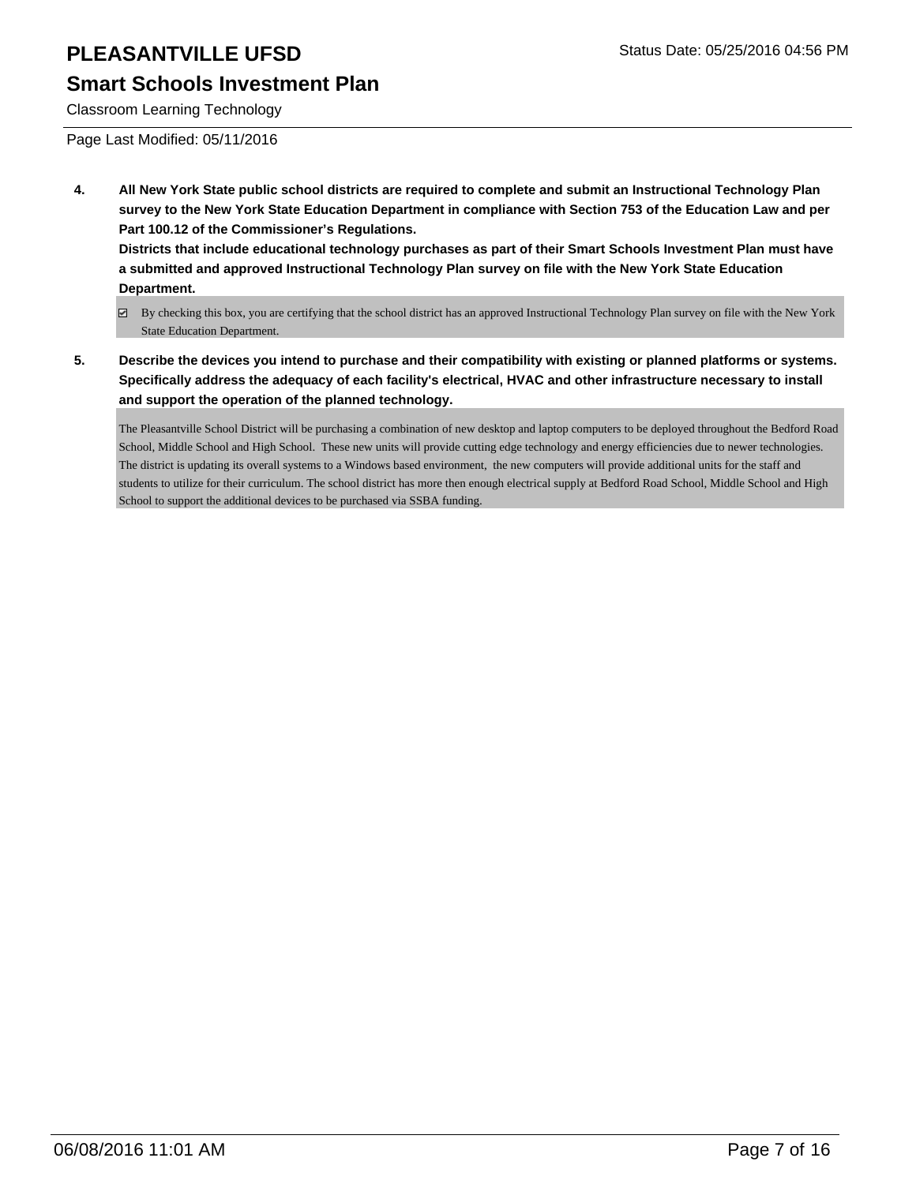# PLEASANTVILLE UFSD

Status Date: 05/25/2016 04:56 PM

## Smart Schools Investment Plan

Classroom Learning Technology

Page Last Modified: 05/11/2016

**4. All New York State public school districts are required to complete and submit an Instructional Technology Plan survey to the New York State Education Department in compliance with Section 753 of the Education Law and per Part 100.12 of the Commissioner's Regulations.**
**Districts that include educational technology purchases as part of their Smart Schools Investment Plan must have a submitted and approved Instructional Technology Plan survey on file with the New York State Education Department.**

☑ By checking this box, you are certifying that the school district has an approved Instructional Technology Plan survey on file with the New York State Education Department.

**5. Describe the devices you intend to purchase and their compatibility with existing or planned platforms or systems. Specifically address the adequacy of each facility's electrical, HVAC and other infrastructure necessary to install and support the operation of the planned technology.**

The Pleasantville School District will be purchasing a combination of new desktop and laptop computers to be deployed throughout the Bedford Road School, Middle School and High School. These new units will provide cutting edge technology and energy efficiencies due to newer technologies. The district is updating its overall systems to a Windows based environment, the new computers will provide additional units for the staff and students to utilize for their curriculum. The school district has more then enough electrical supply at Bedford Road School, Middle School and High School to support the additional devices to be purchased via SSBA funding.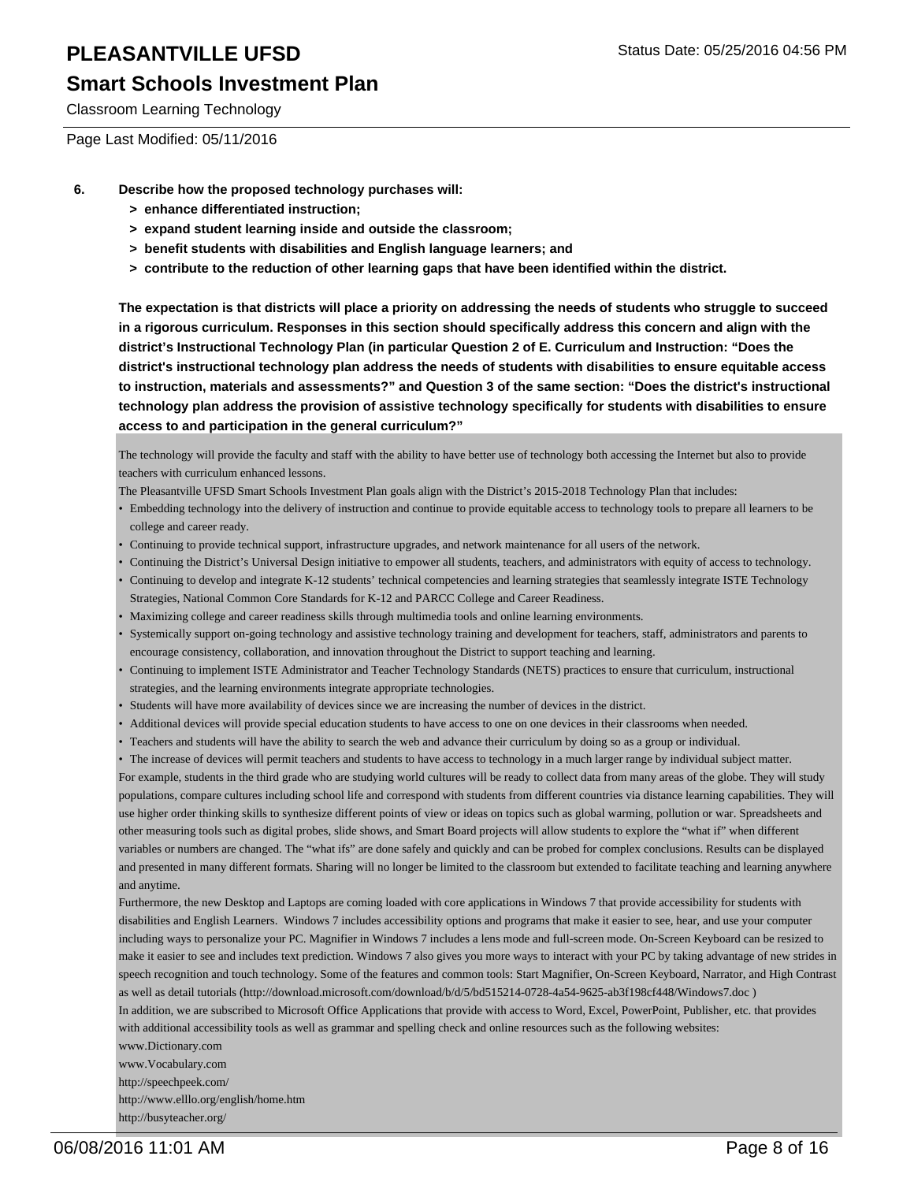**6. Describe how the proposed technology purchases will:**

- **> enhance differentiated instruction;**
- **> expand student learning inside and outside the classroom;**
- **> benefit students with disabilities and English language learners; and**
- **> contribute to the reduction of other learning gaps that have been identified within the district.**

**The expectation is that districts will place a priority on addressing the needs of students who struggle to succeed in a rigorous curriculum. Responses in this section should specifically address this concern and align with the district's Instructional Technology Plan (in particular Question 2 of E. Curriculum and Instruction: "Does the district's instructional technology plan address the needs of students with disabilities to ensure equitable access to instruction, materials and assessments?" and Question 3 of the same section: "Does the district's instructional technology plan address the provision of assistive technology specifically for students with disabilities to ensure access to and participation in the general curriculum?"**

The technology will provide the faculty and staff with the ability to have better use of technology both accessing the Internet but also to provide teachers with curriculum enhanced lessons.

The Pleasantville UFSD Smart Schools Investment Plan goals align with the District's 2015-2018 Technology Plan that includes:

- Embedding technology into the delivery of instruction and continue to provide equitable access to technology tools to prepare all learners to be college and career ready.
- Continuing to provide technical support, infrastructure upgrades, and network maintenance for all users of the network.
- Continuing the District's Universal Design initiative to empower all students, teachers, and administrators with equity of access to technology.
- Continuing to develop and integrate K-12 students' technical competencies and learning strategies that seamlessly integrate ISTE Technology Strategies, National Common Core Standards for K-12 and PARCC College and Career Readiness.
- Maximizing college and career readiness skills through multimedia tools and online learning environments.
- Systemically support on-going technology and assistive technology training and development for teachers, staff, administrators and parents to encourage consistency, collaboration, and innovation throughout the District to support teaching and learning.
- Continuing to implement ISTE Administrator and Teacher Technology Standards (NETS) practices to ensure that curriculum, instructional strategies, and the learning environments integrate appropriate technologies.
- Students will have more availability of devices since we are increasing the number of devices in the district.
- Additional devices will provide special education students to have access to one on one devices in their classrooms when needed.
- Teachers and students will have the ability to search the web and advance their curriculum by doing so as a group or individual.
- The increase of devices will permit teachers and students to have access to technology in a much larger range by individual subject matter.

For example, students in the third grade who are studying world cultures will be ready to collect data from many areas of the globe. They will study populations, compare cultures including school life and correspond with students from different countries via distance learning capabilities. They will use higher order thinking skills to synthesize different points of view or ideas on topics such as global warming, pollution or war. Spreadsheets and other measuring tools such as digital probes, slide shows, and Smart Board projects will allow students to explore the "what if" when different variables or numbers are changed. The "what ifs" are done safely and quickly and can be probed for complex conclusions. Results can be displayed and presented in many different formats. Sharing will no longer be limited to the classroom but extended to facilitate teaching and learning anywhere and anytime.

Furthermore, the new Desktop and Laptops are coming loaded with core applications in Windows 7 that provide accessibility for students with disabilities and English Learners. Windows 7 includes accessibility options and programs that make it easier to see, hear, and use your computer including ways to personalize your PC. Magnifier in Windows 7 includes a lens mode and full-screen mode. On-Screen Keyboard can be resized to make it easier to see and includes text prediction. Windows 7 also gives you more ways to interact with your PC by taking advantage of new strides in speech recognition and touch technology. Some of the features and common tools: Start Magnifier, On-Screen Keyboard, Narrator, and High Contrast as well as detail tutorials (http://download.microsoft.com/download/b/d/5/bd515214-0728-4a54-9625-ab3f198cf448/Windows7.doc )

In addition, we are subscribed to Microsoft Office Applications that provide with access to Word, Excel, PowerPoint, Publisher, etc. that provides with additional accessibility tools as well as grammar and spelling check and online resources such as the following websites:

www.Dictionary.com
www.Vocabulary.com
http://speechpeek.com/
http://www.elllo.org/english/home.htm
http://busyteacher.org/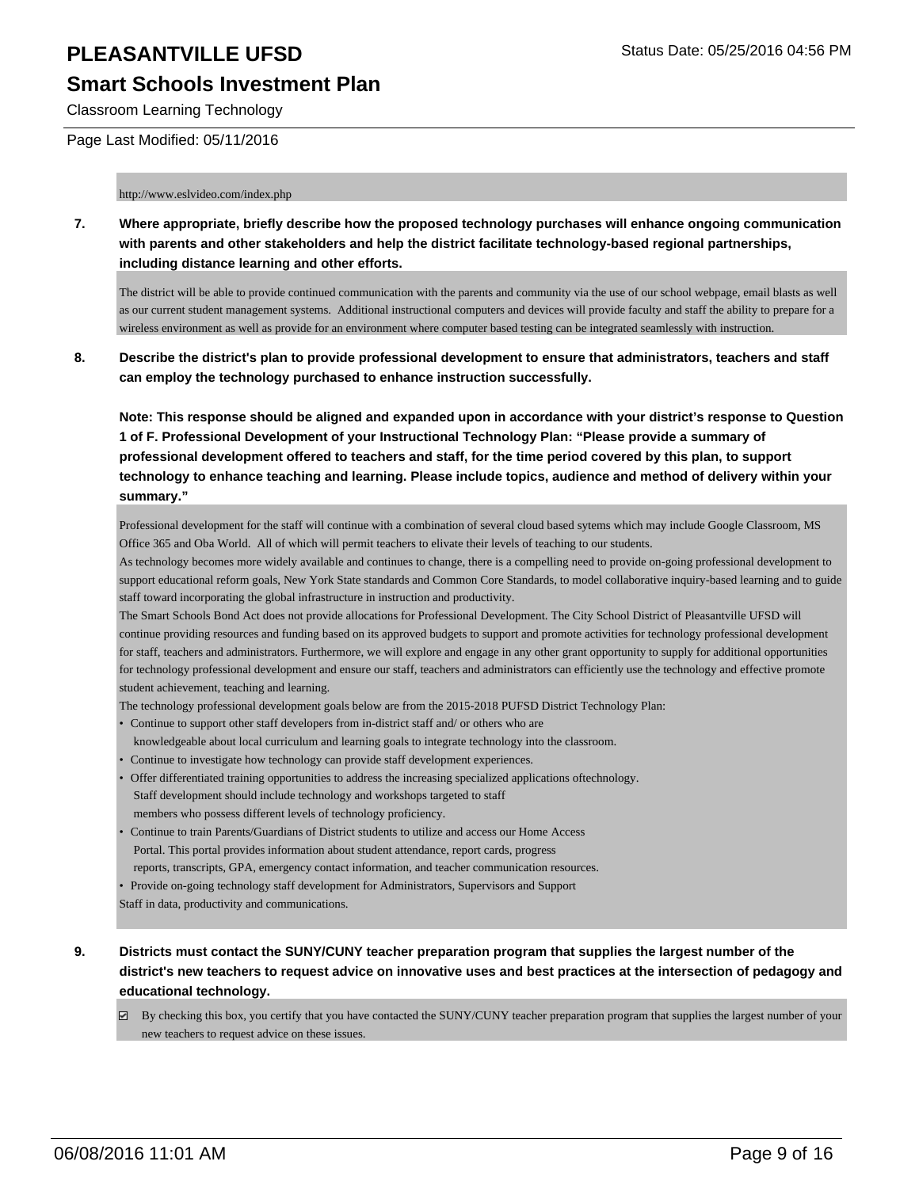http://www.eslvideo.com/index.php

**7. Where appropriate, briefly describe how the proposed technology purchases will enhance ongoing communication with parents and other stakeholders and help the district facilitate technology-based regional partnerships, including distance learning and other efforts.**

The district will be able to provide continued communication with the parents and community via the use of our school webpage, email blasts as well as our current student management systems. Additional instructional computers and devices will provide faculty and staff the ability to prepare for a wireless environment as well as provide for an environment where computer based testing can be integrated seamlessly with instruction.

**8. Describe the district's plan to provide professional development to ensure that administrators, teachers and staff can employ the technology purchased to enhance instruction successfully.**

**Note: This response should be aligned and expanded upon in accordance with your district's response to Question 1 of F. Professional Development of your Instructional Technology Plan: "Please provide a summary of professional development offered to teachers and staff, for the time period covered by this plan, to support technology to enhance teaching and learning. Please include topics, audience and method of delivery within your summary."**

Professional development for the staff will continue with a combination of several cloud based sytems which may include Google Classroom, MS Office 365 and Oba World. All of which will permit teachers to elivate their levels of teaching to our students.

As technology becomes more widely available and continues to change, there is a compelling need to provide on-going professional development to support educational reform goals, New York State standards and Common Core Standards, to model collaborative inquiry-based learning and to guide staff toward incorporating the global infrastructure in instruction and productivity.

The Smart Schools Bond Act does not provide allocations for Professional Development. The City School District of Pleasantville UFSD will continue providing resources and funding based on its approved budgets to support and promote activities for technology professional development for staff, teachers and administrators. Furthermore, we will explore and engage in any other grant opportunity to supply for additional opportunities for technology professional development and ensure our staff, teachers and administrators can efficiently use the technology and effective promote student achievement, teaching and learning.

The technology professional development goals below are from the 2015-2018 PUFSD District Technology Plan:

- Continue to support other staff developers from in-district staff and/ or others who are knowledgeable about local curriculum and learning goals to integrate technology into the classroom.
- Continue to investigate how technology can provide staff development experiences.
- Offer differentiated training opportunities to address the increasing specialized applications oftechnology. Staff development should include technology and workshops targeted to staff members who possess different levels of technology proficiency.
- Continue to train Parents/Guardians of District students to utilize and access our Home Access Portal. This portal provides information about student attendance, report cards, progress reports, transcripts, GPA, emergency contact information, and teacher communication resources.
- Provide on-going technology staff development for Administrators, Supervisors and Support Staff in data, productivity and communications.

**9. Districts must contact the SUNY/CUNY teacher preparation program that supplies the largest number of the district's new teachers to request advice on innovative uses and best practices at the intersection of pedagogy and educational technology.**

☑ By checking this box, you certify that you have contacted the SUNY/CUNY teacher preparation program that supplies the largest number of your new teachers to request advice on these issues.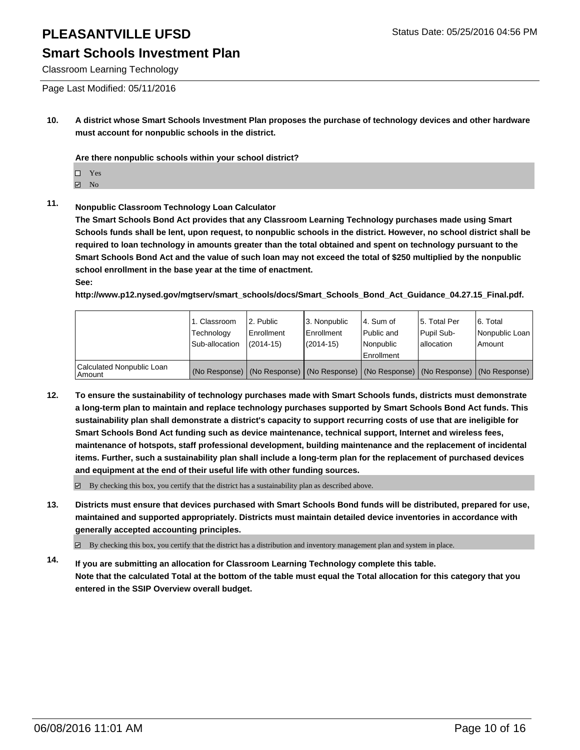# PLEASANTVILLE UFSD

Status Date: 05/25/2016 04:56 PM

## Smart Schools Investment Plan

Classroom Learning Technology

Page Last Modified: 05/11/2016

**10. A district whose Smart Schools Investment Plan proposes the purchase of technology devices and other hardware must account for nonpublic schools in the district.**

**Are there nonpublic schools within your school district?**

- ☐ Yes
- ☑ No

**11. Nonpublic Classroom Technology Loan Calculator**

**The Smart Schools Bond Act provides that any Classroom Learning Technology purchases made using Smart Schools funds shall be lent, upon request, to nonpublic schools in the district. However, no school district shall be required to loan technology in amounts greater than the total obtained and spent on technology pursuant to the Smart Schools Bond Act and the value of such loan may not exceed the total of $250 multiplied by the nonpublic school enrollment in the base year at the time of enactment.**

**See:**

**http://www.p12.nysed.gov/mgtserv/smart_schools/docs/Smart_Schools_Bond_Act_Guidance_04.27.15_Final.pdf.**

| | 1. Classroom Technology Sub-allocation | 2. Public Enrollment (2014-15) | 3. Nonpublic Enrollment (2014-15) | 4. Sum of Public and Nonpublic Enrollment | 5. Total Per Pupil Sub-allocation | 6. Total Nonpublic Loan Amount |
|---|---|---|---|---|---|---|
| Calculated Nonpublic Loan Amount | (No Response) | (No Response) | (No Response) | (No Response) | (No Response) | (No Response) |

**12. To ensure the sustainability of technology purchases made with Smart Schools funds, districts must demonstrate a long-term plan to maintain and replace technology purchases supported by Smart Schools Bond Act funds. This sustainability plan shall demonstrate a district's capacity to support recurring costs of use that are ineligible for Smart Schools Bond Act funding such as device maintenance, technical support, Internet and wireless fees, maintenance of hotspots, staff professional development, building maintenance and the replacement of incidental items. Further, such a sustainability plan shall include a long-term plan for the replacement of purchased devices and equipment at the end of their useful life with other funding sources.**

☑ By checking this box, you certify that the district has a sustainability plan as described above.

**13. Districts must ensure that devices purchased with Smart Schools Bond funds will be distributed, prepared for use, maintained and supported appropriately. Districts must maintain detailed device inventories in accordance with generally accepted accounting principles.**

☑ By checking this box, you certify that the district has a distribution and inventory management plan and system in place.

**14. If you are submitting an allocation for Classroom Learning Technology complete this table.**
**Note that the calculated Total at the bottom of the table must equal the Total allocation for this category that you entered in the SSIP Overview overall budget.**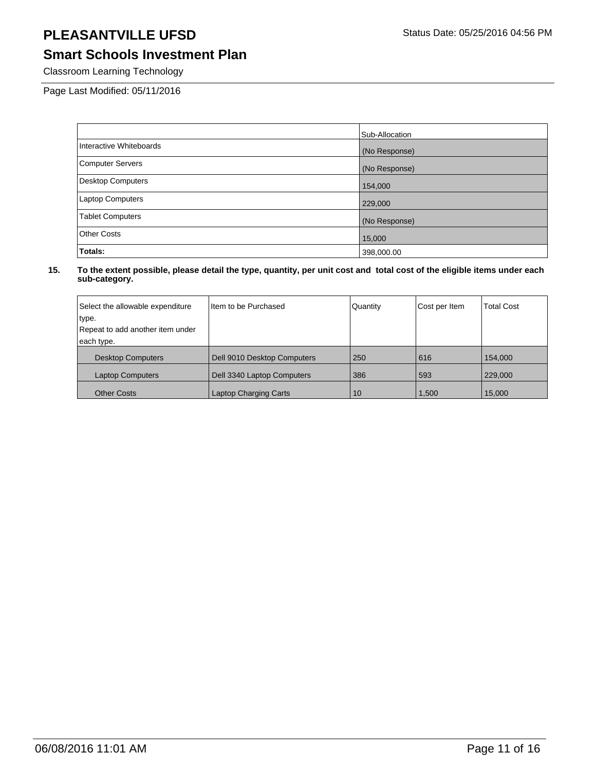# PLEASANTVILLE UFSD

Status Date: 05/25/2016 04:56 PM

## Smart Schools Investment Plan

Classroom Learning Technology

Page Last Modified: 05/11/2016

| | Sub-Allocation |
|---|---|
| Interactive Whiteboards | (No Response) |
| Computer Servers | (No Response) |
| Desktop Computers | 154,000 |
| Laptop Computers | 229,000 |
| Tablet Computers | (No Response) |
| Other Costs | 15,000 |
| **Totals:** | 398,000.00 |

**15. To the extent possible, please detail the type, quantity, per unit cost and total cost of the eligible items under each sub-category.**

| Select the allowable expenditure type. Repeat to add another item under each type. | Item to be Purchased | Quantity | Cost per Item | Total Cost |
|---|---|---|---|---|
| Desktop Computers | Dell 9010 Desktop Computers | 250 | 616 | 154,000 |
| Laptop Computers | Dell 3340 Laptop Computers | 386 | 593 | 229,000 |
| Other Costs | Laptop Charging Carts | 10 | 1,500 | 15,000 |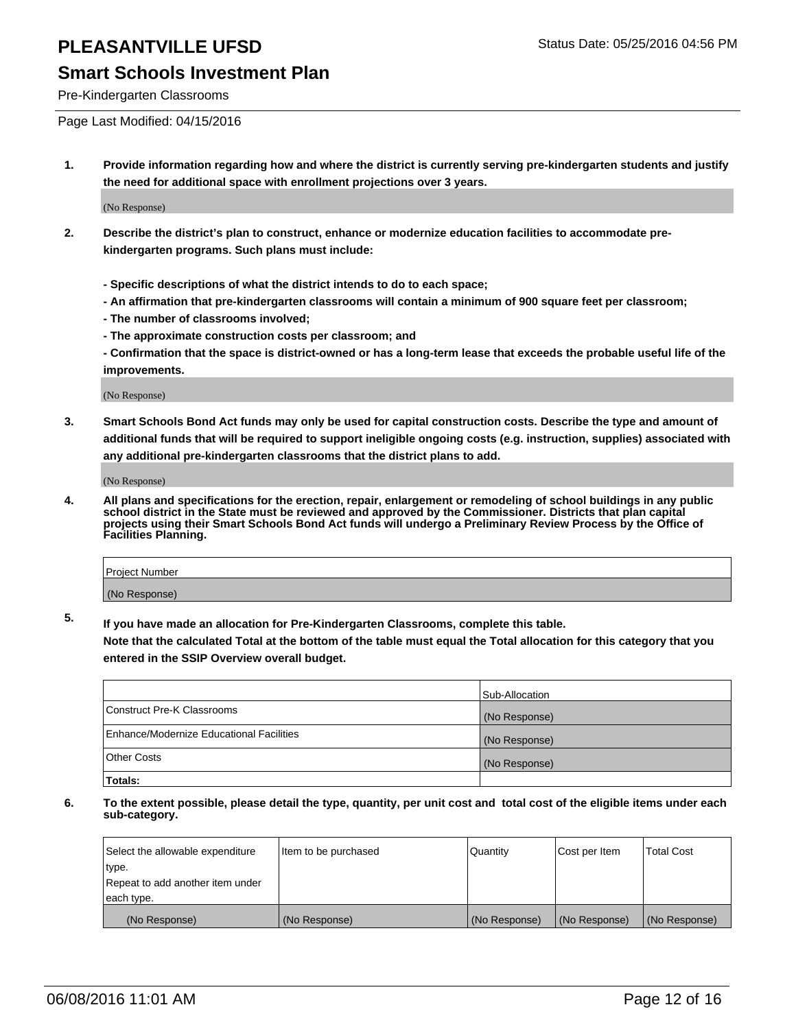# PLEASANTVILLE UFSD

Status Date: 05/25/2016 04:56 PM

## Smart Schools Investment Plan

Pre-Kindergarten Classrooms

Page Last Modified: 04/15/2016

1. **Provide information regarding how and where the district is currently serving pre-kindergarten students and justify the need for additional space with enrollment projections over 3 years.**

   (No Response)

2. **Describe the district's plan to construct, enhance or modernize education facilities to accommodate pre-kindergarten programs. Such plans must include:**

   **- Specific descriptions of what the district intends to do to each space;**
   **- An affirmation that pre-kindergarten classrooms will contain a minimum of 900 square feet per classroom;**
   **- The number of classrooms involved;**
   **- The approximate construction costs per classroom; and**
   **- Confirmation that the space is district-owned or has a long-term lease that exceeds the probable useful life of the improvements.**

   (No Response)

3. **Smart Schools Bond Act funds may only be used for capital construction costs. Describe the type and amount of additional funds that will be required to support ineligible ongoing costs (e.g. instruction, supplies) associated with any additional pre-kindergarten classrooms that the district plans to add.**

   (No Response)

4. **All plans and specifications for the erection, repair, enlargement or remodeling of school buildings in any public school district in the State must be reviewed and approved by the Commissioner. Districts that plan capital projects using their Smart Schools Bond Act funds will undergo a Preliminary Review Process by the Office of Facilities Planning.**

| Project Number |
|---|
| (No Response) |

5. **If you have made an allocation for Pre-Kindergarten Classrooms, complete this table.**
   **Note that the calculated Total at the bottom of the table must equal the Total allocation for this category that you entered in the SSIP Overview overall budget.**

| | Sub-Allocation |
|---|---|
| Construct Pre-K Classrooms | (No Response) |
| Enhance/Modernize Educational Facilities | (No Response) |
| Other Costs | (No Response) |
| **Totals:** | |

6. **To the extent possible, please detail the type, quantity, per unit cost and total cost of the eligible items under each sub-category.**

| Select the allowable expenditure type. Repeat to add another item under each type. | Item to be purchased | Quantity | Cost per Item | Total Cost |
|---|---|---|---|---|
| (No Response) | (No Response) | (No Response) | (No Response) | (No Response) |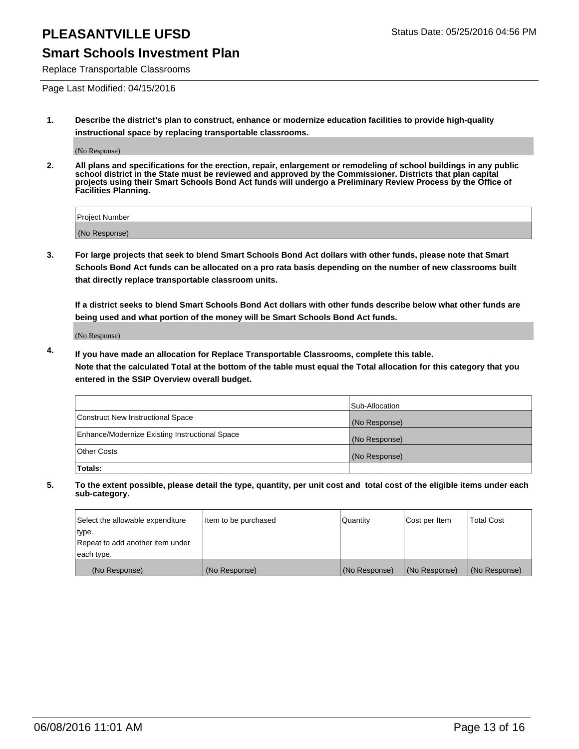# PLEASANTVILLE UFSD

Status Date: 05/25/2016 04:56 PM

## Smart Schools Investment Plan

Replace Transportable Classrooms

Page Last Modified: 04/15/2016

**1. Describe the district's plan to construct, enhance or modernize education facilities to provide high-quality instructional space by replacing transportable classrooms.**

(No Response)

**2. All plans and specifications for the erection, repair, enlargement or remodeling of school buildings in any public school district in the State must be reviewed and approved by the Commissioner. Districts that plan capital projects using their Smart Schools Bond Act funds will undergo a Preliminary Review Process by the Office of Facilities Planning.**

| Project Number |
|---|
| (No Response) |

**3. For large projects that seek to blend Smart Schools Bond Act dollars with other funds, please note that Smart Schools Bond Act funds can be allocated on a pro rata basis depending on the number of new classrooms built that directly replace transportable classroom units.**

**If a district seeks to blend Smart Schools Bond Act dollars with other funds describe below what other funds are being used and what portion of the money will be Smart Schools Bond Act funds.**

(No Response)

**4. If you have made an allocation for Replace Transportable Classrooms, complete this table. Note that the calculated Total at the bottom of the table must equal the Total allocation for this category that you entered in the SSIP Overview overall budget.**

| | Sub-Allocation |
|---|---|
| Construct New Instructional Space | (No Response) |
| Enhance/Modernize Existing Instructional Space | (No Response) |
| Other Costs | (No Response) |
| **Totals:** | |

**5. To the extent possible, please detail the type, quantity, per unit cost and total cost of the eligible items under each sub-category.**

| Select the allowable expenditure type. Repeat to add another item under each type. | Item to be purchased | Quantity | Cost per Item | Total Cost |
|---|---|---|---|---|
| (No Response) | (No Response) | (No Response) | (No Response) | (No Response) |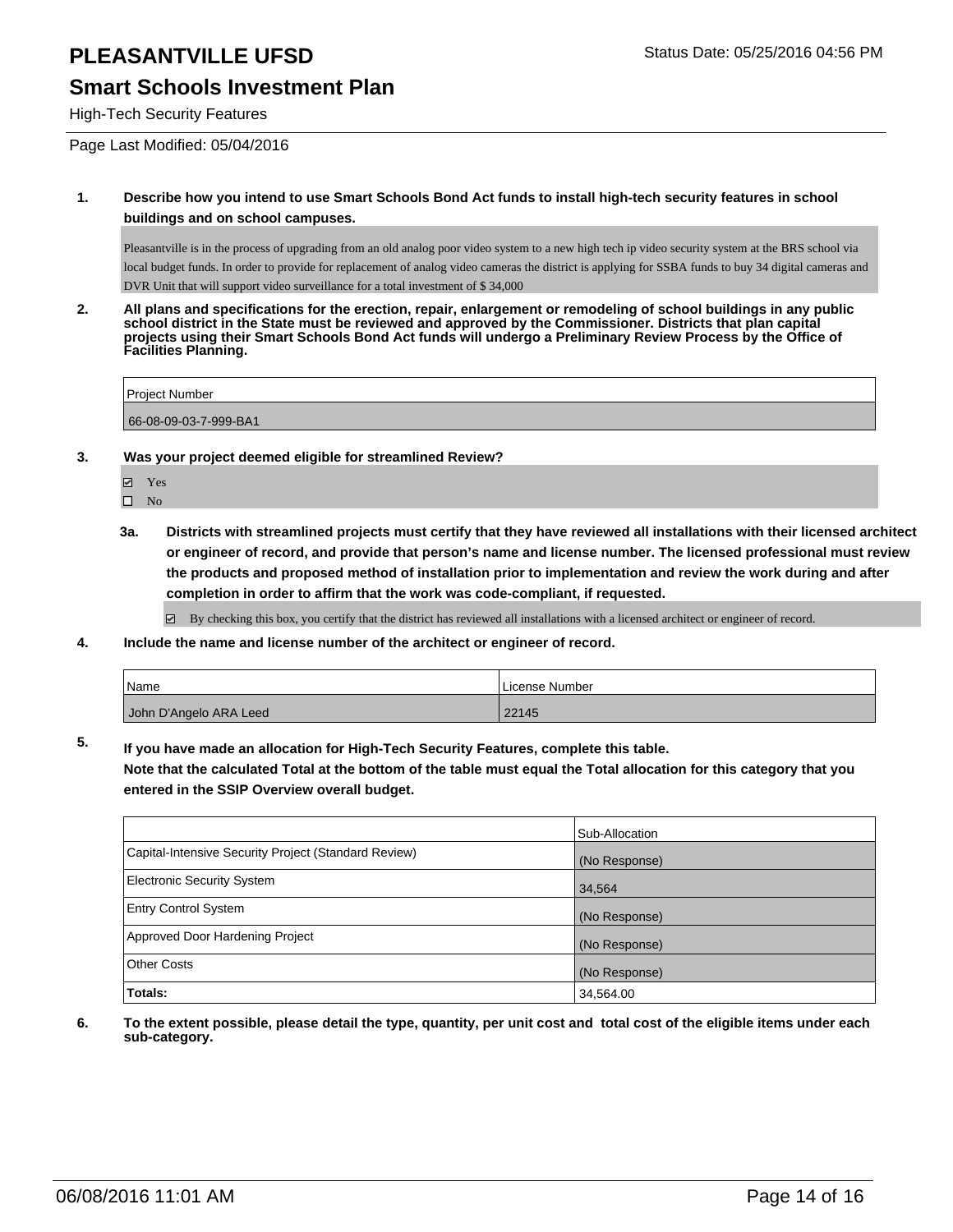# PLEASANTVILLE UFSD

Status Date: 05/25/2016 04:56 PM

## Smart Schools Investment Plan

High-Tech Security Features

Page Last Modified: 05/04/2016

**1. Describe how you intend to use Smart Schools Bond Act funds to install high-tech security features in school buildings and on school campuses.**

Pleasantville is in the process of upgrading from an old analog poor video system to a new high tech ip video security system at the BRS school via local budget funds. In order to provide for replacement of analog video cameras the district is applying for SSBA funds to buy 34 digital cameras and DVR Unit that will support video surveillance for a total investment of $ 34,000

**2. All plans and specifications for the erection, repair, enlargement or remodeling of school buildings in any public school district in the State must be reviewed and approved by the Commissioner. Districts that plan capital projects using their Smart Schools Bond Act funds will undergo a Preliminary Review Process by the Office of Facilities Planning.**

| Project Number |
|---|
| 66-08-09-03-7-999-BA1 |

**3. Was your project deemed eligible for streamlined Review?**

☑ Yes
☐ No

**3a. Districts with streamlined projects must certify that they have reviewed all installations with their licensed architect or engineer of record, and provide that person's name and license number. The licensed professional must review the products and proposed method of installation prior to implementation and review the work during and after completion in order to affirm that the work was code-compliant, if requested.**

☑ By checking this box, you certify that the district has reviewed all installations with a licensed architect or engineer of record.

**4. Include the name and license number of the architect or engineer of record.**

| Name | License Number |
|---|---|
| John D'Angelo ARA Leed | 22145 |

**5. If you have made an allocation for High-Tech Security Features, complete this table.**
**Note that the calculated Total at the bottom of the table must equal the Total allocation for this category that you entered in the SSIP Overview overall budget.**

| | Sub-Allocation |
|---|---|
| Capital-Intensive Security Project (Standard Review) | (No Response) |
| Electronic Security System | 34,564 |
| Entry Control System | (No Response) |
| Approved Door Hardening Project | (No Response) |
| Other Costs | (No Response) |
| **Totals:** | 34,564.00 |

**6. To the extent possible, please detail the type, quantity, per unit cost and total cost of the eligible items under each sub-category.**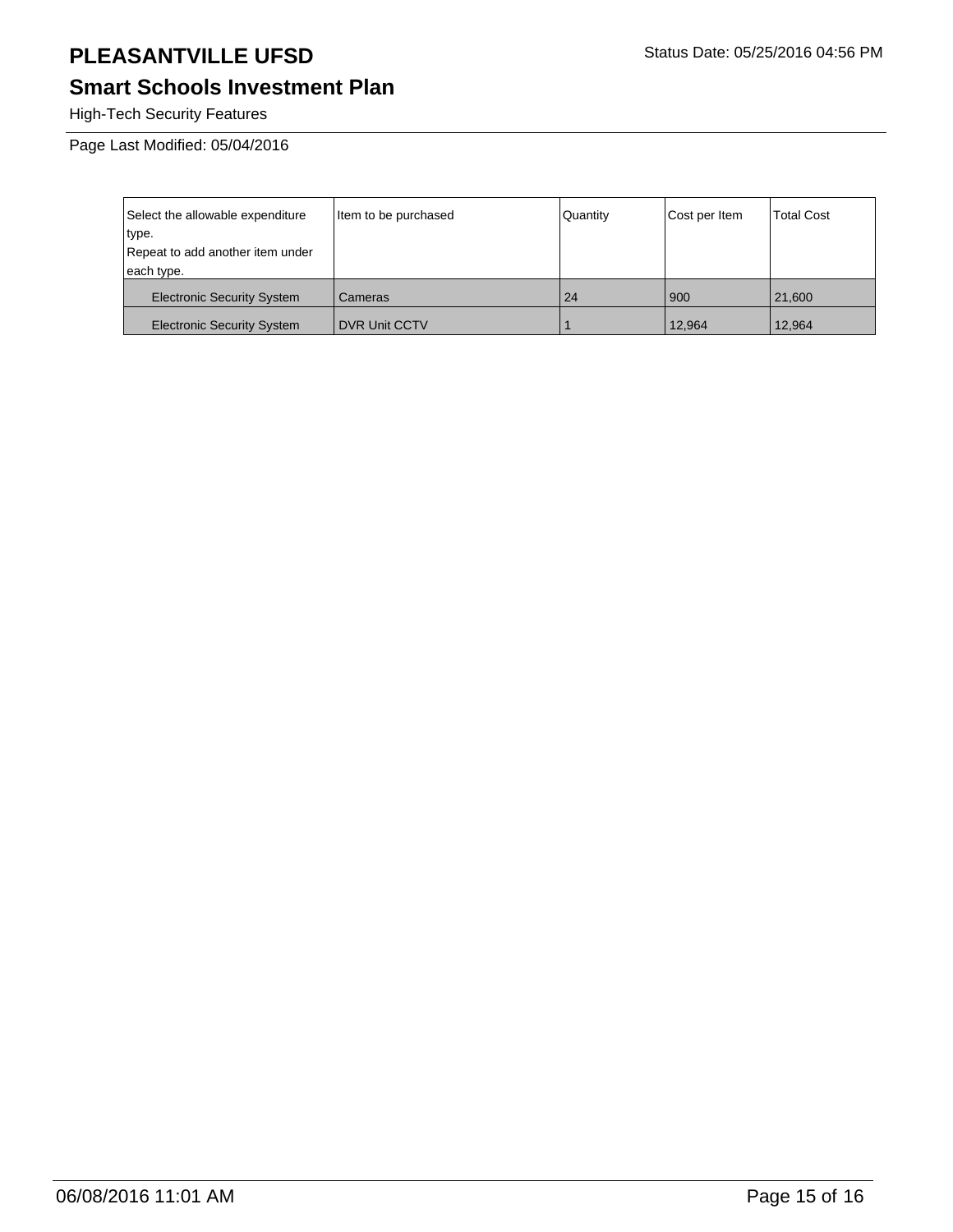# PLEASANTVILLE UFSD

Status Date: 05/25/2016 04:56 PM

## Smart Schools Investment Plan

High-Tech Security Features

Page Last Modified: 05/04/2016

| Select the allowable expenditure type. Repeat to add another item under each type. | Item to be purchased | Quantity | Cost per Item | Total Cost |
|---|---|---|---|---|
| Electronic Security System | Cameras | 24 | 900 | 21,600 |
| Electronic Security System | DVR Unit CCTV | 1 | 12,964 | 12,964 |